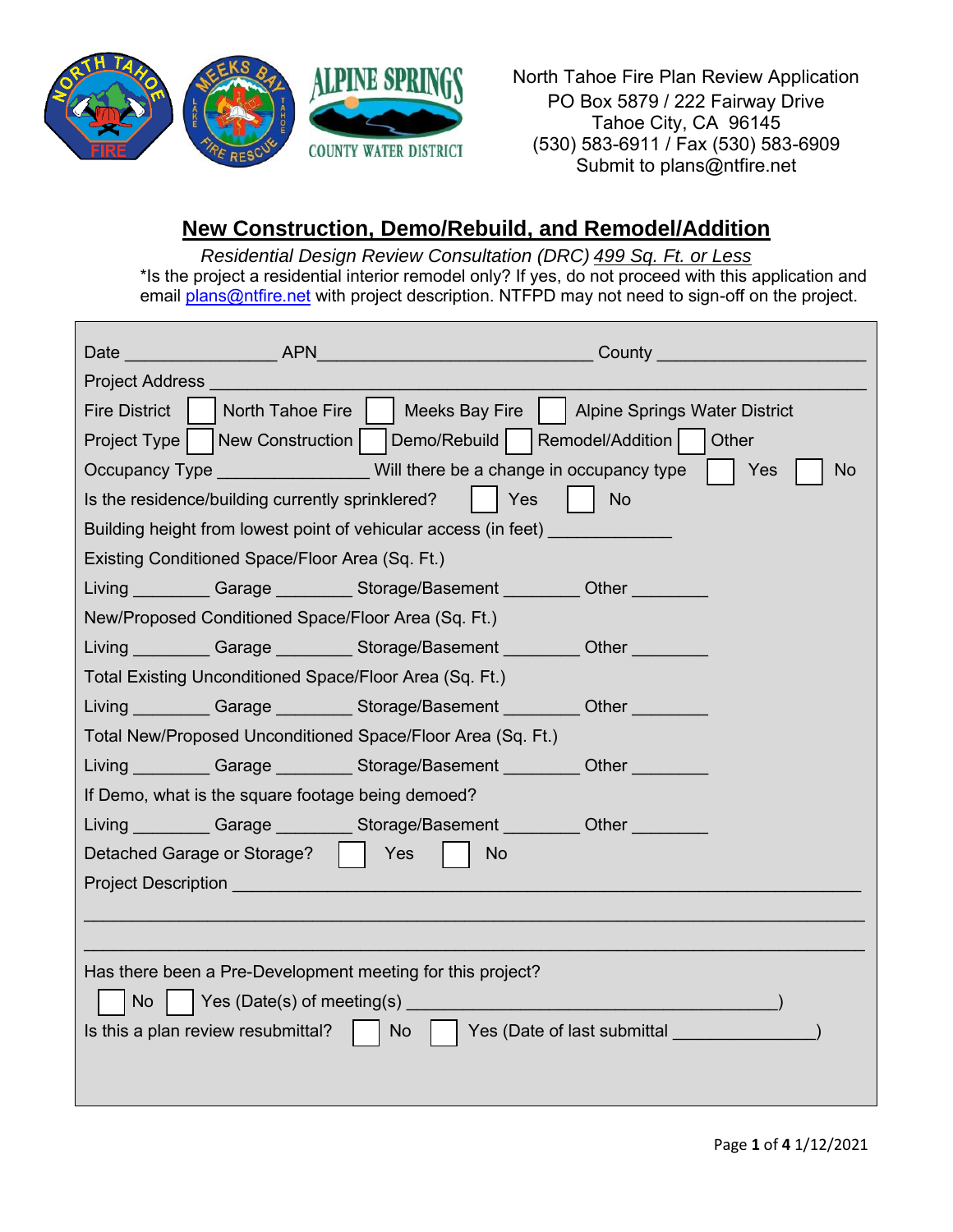North Tahoe Fire Plan Review Application
PO Box 5879 / 222 Fairway Drive
Tahoe City, CA 96145
(530) 583-6911 / Fax (530) 583-6909
Submit to plans@ntfire.net

# New Construction, Demo/Rebuild, and Remodel/Addition

*Residential Design Review Consultation (DRC) 499 Sq. Ft. or Less*

*Is the project a residential interior remodel only? If yes, do not proceed with this application and email plans@ntfire.net with project description. NTFPD may not need to sign-off on the project.

Date _______________ APN____________________________ County _____________________

Project Address _____________________________________________________________________

Fire District ☐ North Tahoe Fire ☐ Meeks Bay Fire ☐ Alpine Springs Water District

Project Type ☐ New Construction ☐ Demo/Rebuild ☐ Remodel/Addition ☐ Other

Occupancy Type _______________ Will there be a change in occupancy type ☐ Yes ☐ No

Is the residence/building currently sprinklered? ☐ Yes ☐ No

Building height from lowest point of vehicular access (in feet) ____________

Existing Conditioned Space/Floor Area (Sq. Ft.)

Living ________ Garage ________ Storage/Basement ________ Other ________

New/Proposed Conditioned Space/Floor Area (Sq. Ft.)

Living ________ Garage ________ Storage/Basement ________ Other ________

Total Existing Unconditioned Space/Floor Area (Sq. Ft.)

Living ________ Garage ________ Storage/Basement ________ Other ________

Total New/Proposed Unconditioned Space/Floor Area (Sq. Ft.)

Living ________ Garage ________ Storage/Basement ________ Other ________

If Demo, what is the square footage being demoed?

Living ________ Garage ________ Storage/Basement ________ Other ________

Detached Garage or Storage? ☐ Yes ☐ No

Project Description _______________________________________________________________

_______________________________________________________________________________

_______________________________________________________________________________

Has there been a Pre-Development meeting for this project?

☐ No ☐ Yes (Date(s) of meeting(s) ____________________________________)

Is this a plan review resubmittal? ☐ No ☐ Yes (Date of last submittal ______________)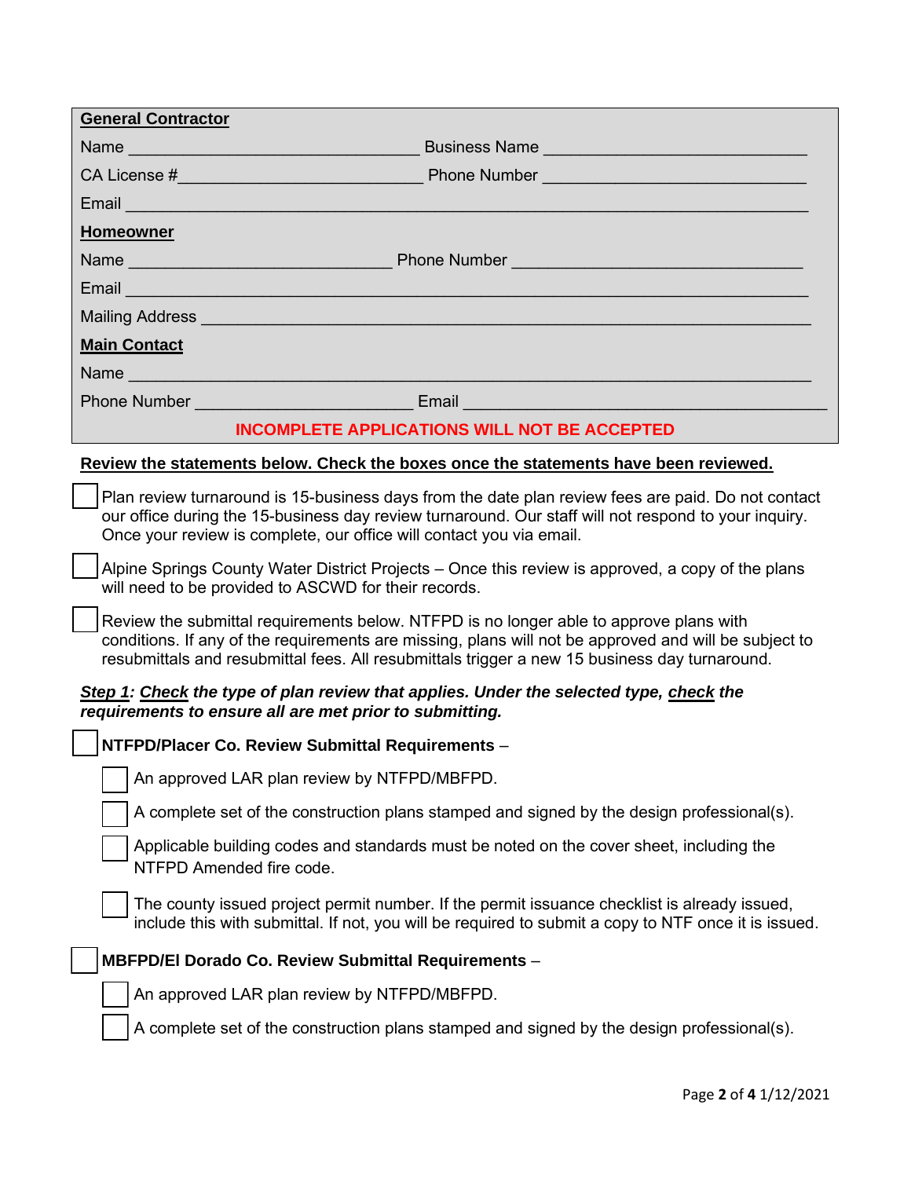**General Contractor**

Name ______________________________ Business Name ____________________________

CA License #_________________________ Phone Number ____________________________

Email ________________________________________________________________________

**Homeowner**

Name ___________________________ Phone Number ______________________________

Email ________________________________________________________________________

Mailing Address _________________________________________________________________

**Main Contact**

Name _________________________________________________________________________

Phone Number ______________________ Email _____________________________________

**INCOMPLETE APPLICATIONS WILL NOT BE ACCEPTED**

**Review the statements below. Check the boxes once the statements have been reviewed.**

- [ ] Plan review turnaround is 15-business days from the date plan review fees are paid. Do not contact our office during the 15-business day review turnaround. Our staff will not respond to your inquiry. Once your review is complete, our office will contact you via email.
- [ ] Alpine Springs County Water District Projects – Once this review is approved, a copy of the plans will need to be provided to ASCWD for their records.
- [ ] Review the submittal requirements below. NTFPD is no longer able to approve plans with conditions. If any of the requirements are missing, plans will not be approved and will be subject to resubmittals and resubmittal fees. All resubmittals trigger a new 15 business day turnaround.

***Step 1: Check the type of plan review that applies. Under the selected type, check the requirements to ensure all are met prior to submitting.***

- [ ] **NTFPD/Placer Co. Review Submittal Requirements** –
  - [ ] An approved LAR plan review by NTFPD/MBFPD.
  - [ ] A complete set of the construction plans stamped and signed by the design professional(s).
  - [ ] Applicable building codes and standards must be noted on the cover sheet, including the NTFPD Amended fire code.
  - [ ] The county issued project permit number. If the permit issuance checklist is already issued, include this with submittal. If not, you will be required to submit a copy to NTF once it is issued.
- [ ] **MBFPD/El Dorado Co. Review Submittal Requirements** –
  - [ ] An approved LAR plan review by NTFPD/MBFPD.
  - [ ] A complete set of the construction plans stamped and signed by the design professional(s).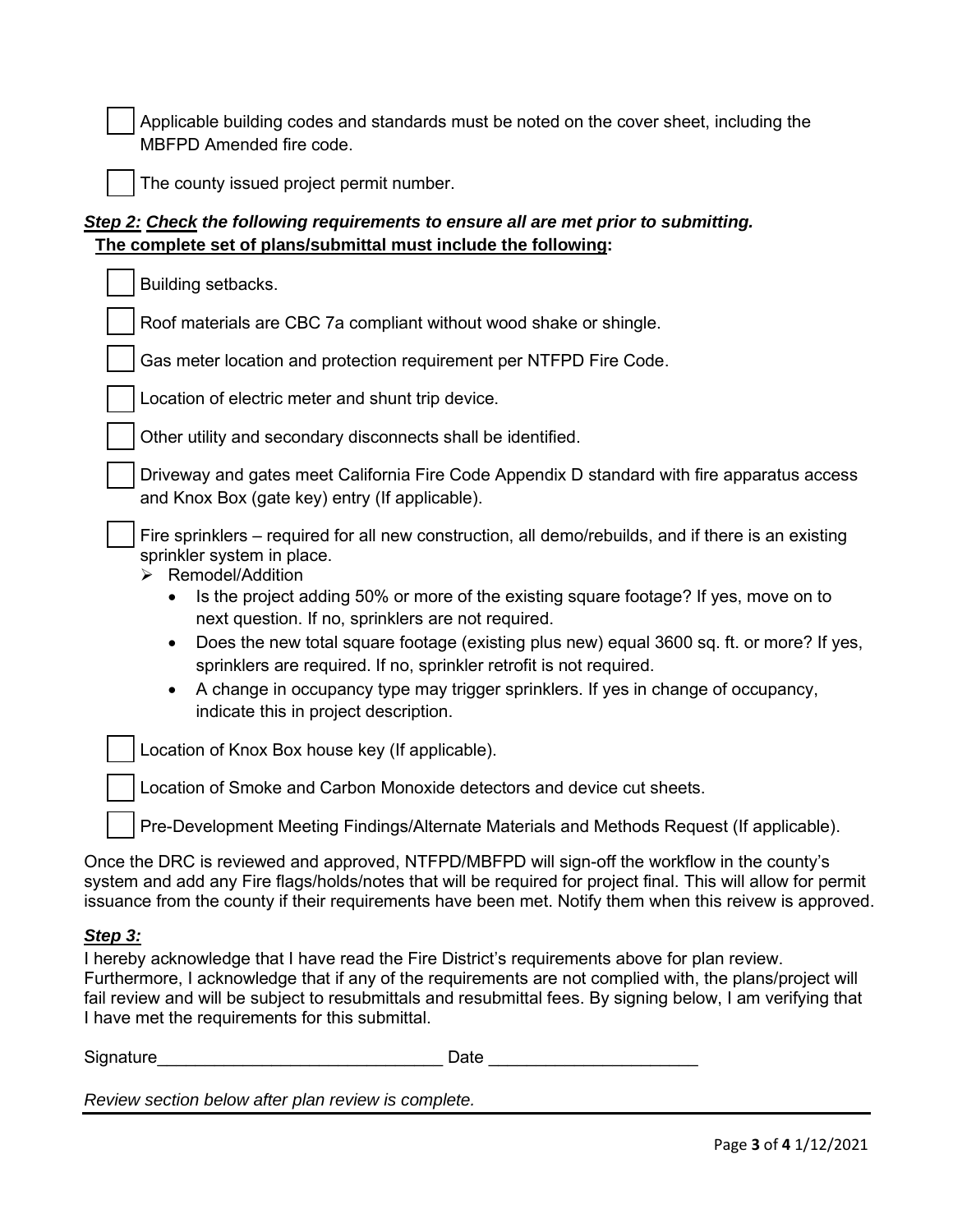- [ ] Applicable building codes and standards must be noted on the cover sheet, including the MBFPD Amended fire code.
- [ ] The county issued project permit number.

***Step 2:*** ***Check*** ***the following requirements to ensure all are met prior to submitting.***

**The complete set of plans/submittal must include the following:**

- [ ] Building setbacks.
- [ ] Roof materials are CBC 7a compliant without wood shake or shingle.
- [ ] Gas meter location and protection requirement per NTFPD Fire Code.
- [ ] Location of electric meter and shunt trip device.
- [ ] Other utility and secondary disconnects shall be identified.
- [ ] Driveway and gates meet California Fire Code Appendix D standard with fire apparatus access and Knox Box (gate key) entry (If applicable).
- [ ] Fire sprinklers – required for all new construction, all demo/rebuilds, and if there is an existing sprinkler system in place.
  - Remodel/Addition
    - Is the project adding 50% or more of the existing square footage? If yes, move on to next question. If no, sprinklers are not required.
    - Does the new total square footage (existing plus new) equal 3600 sq. ft. or more? If yes, sprinklers are required. If no, sprinkler retrofit is not required.
    - A change in occupancy type may trigger sprinklers. If yes in change of occupancy, indicate this in project description.
- [ ] Location of Knox Box house key (If applicable).
- [ ] Location of Smoke and Carbon Monoxide detectors and device cut sheets.
- [ ] Pre-Development Meeting Findings/Alternate Materials and Methods Request (If applicable).

Once the DRC is reviewed and approved, NTFPD/MBFPD will sign-off the workflow in the county's system and add any Fire flags/holds/notes that will be required for project final. This will allow for permit issuance from the county if their requirements have been met. Notify them when this reivew is approved.

***Step 3:***

I hereby acknowledge that I have read the Fire District's requirements above for plan review. Furthermore, I acknowledge that if any of the requirements are not complied with, the plans/project will fail review and will be subject to resubmittals and resubmittal fees. By signing below, I am verifying that I have met the requirements for this submittal.

Signature______________________________ Date ______________________

*Review section below after plan review is complete.*

---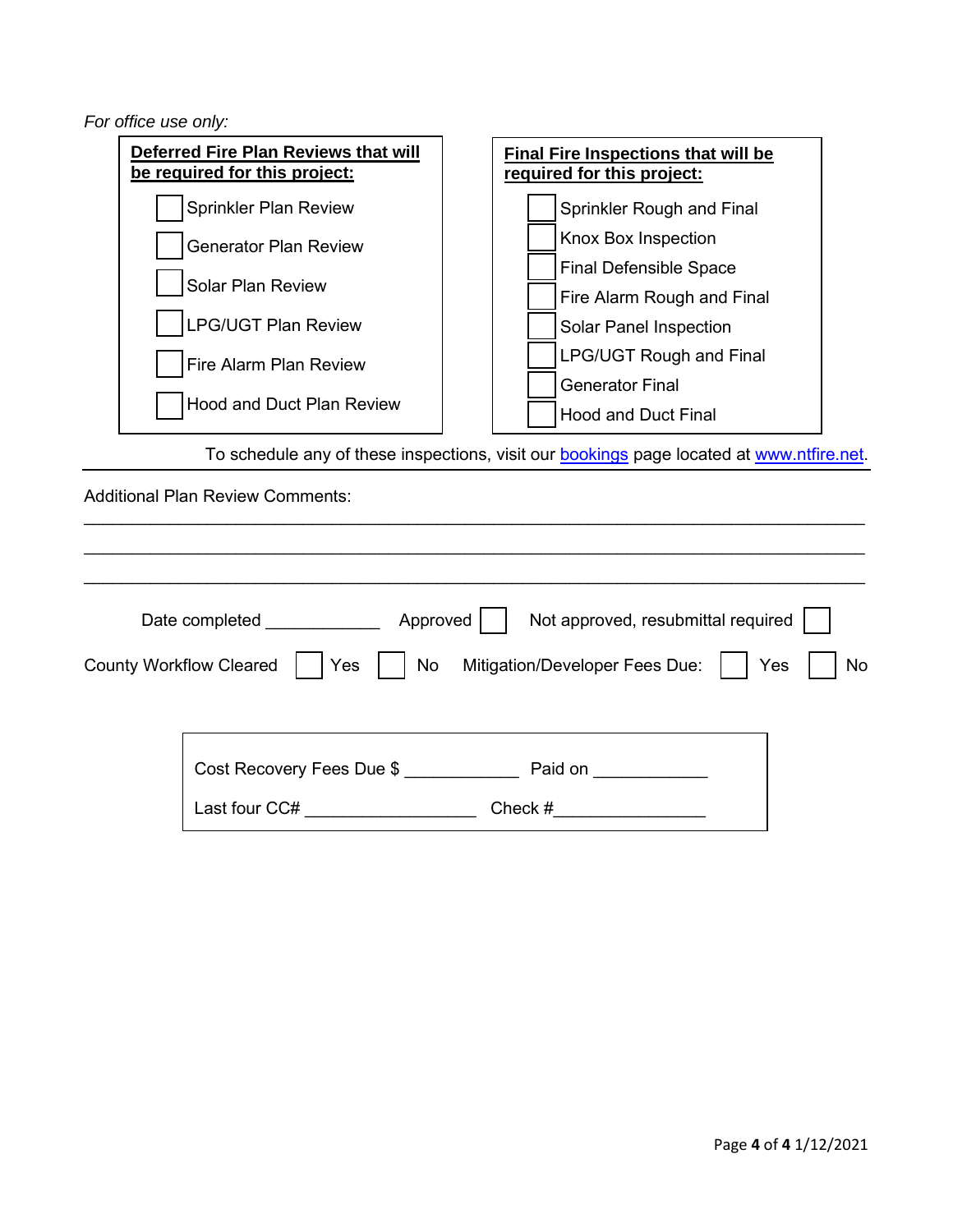*For office use only:*

**Deferred Fire Plan Reviews that will be required for this project:**

- ☐ Sprinkler Plan Review
- ☐ Generator Plan Review
- ☐ Solar Plan Review
- ☐ LPG/UGT Plan Review
- ☐ Fire Alarm Plan Review
- ☐ Hood and Duct Plan Review

**Final Fire Inspections that will be required for this project:**

- ☐ Sprinkler Rough and Final
- ☐ Knox Box Inspection
- ☐ Final Defensible Space
- ☐ Fire Alarm Rough and Final
- ☐ Solar Panel Inspection
- ☐ LPG/UGT Rough and Final
- ☐ Generator Final
- ☐ Hood and Duct Final

To schedule any of these inspections, visit our [bookings](#) page located at [www.ntfire.net](http://www.ntfire.net).

---

Additional Plan Review Comments:

_______________________________________________________________________________

_______________________________________________________________________________

_______________________________________________________________________________

Date completed ____________ Approved ☐ Not approved, resubmittal required ☐

County Workflow Cleared ☐ Yes ☐ No Mitigation/Developer Fees Due: ☐ Yes ☐ No

Cost Recovery Fees Due $ ____________ Paid on ____________

Last four CC# _________________ Check #_______________